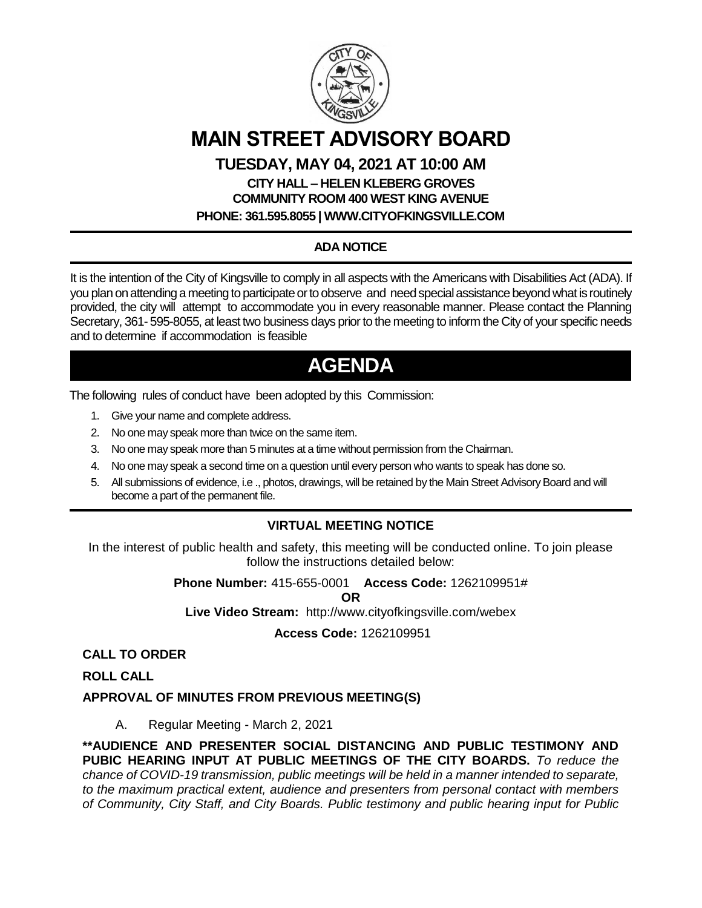# MAIN STREET ADVISORY BOARD

## TUESDAY, MAY 04, 2021 AT 10:00 AM

**CITY HALL – HELEN KLEBERG GROVES COMMUNITY ROOM 400 WEST KING AVENUE**

**PHONE: 361.595.8055 | WWW.CITYOFKINGSVILLE.COM**

---

**ADA NOTICE**

---

It is the intention of the City of Kingsville to comply in all aspects with the Americans with Disabilities Act (ADA). If you plan on attending a meeting to participate or to observe and need special assistance beyond what is routinely provided, the city will attempt to accommodate you in every reasonable manner. Please contact the Planning Secretary, 361- 595-8055, at least two business days prior to the meeting to inform the City of your specific needs and to determine if accommodation is feasible

# AGENDA

The following rules of conduct have been adopted by this Commission:

1. Give your name and complete address.
2. No one may speak more than twice on the same item.
3. No one may speak more than 5 minutes at a time without permission from the Chairman.
4. No one may speak a second time on a question until every person who wants to speak has done so.
5. All submissions of evidence, i.e ., photos, drawings, will be retained by the Main Street Advisory Board and will become a part of the permanent file.

---

**VIRTUAL MEETING NOTICE**

In the interest of public health and safety, this meeting will be conducted online. To join please follow the instructions detailed below:

**Phone Number:** 415-655-0001 **Access Code:** 1262109951#

**OR**

**Live Video Stream:** http://www.cityofkingsville.com/webex

**Access Code:** 1262109951

**CALL TO ORDER**

**ROLL CALL**

**APPROVAL OF MINUTES FROM PREVIOUS MEETING(S)**

A. Regular Meeting - March 2, 2021

**\*\*AUDIENCE AND PRESENTER SOCIAL DISTANCING AND PUBLIC TESTIMONY AND PUBIC HEARING INPUT AT PUBLIC MEETINGS OF THE CITY BOARDS.** *To reduce the chance of COVID-19 transmission, public meetings will be held in a manner intended to separate, to the maximum practical extent, audience and presenters from personal contact with members of Community, City Staff, and City Boards. Public testimony and public hearing input for Public*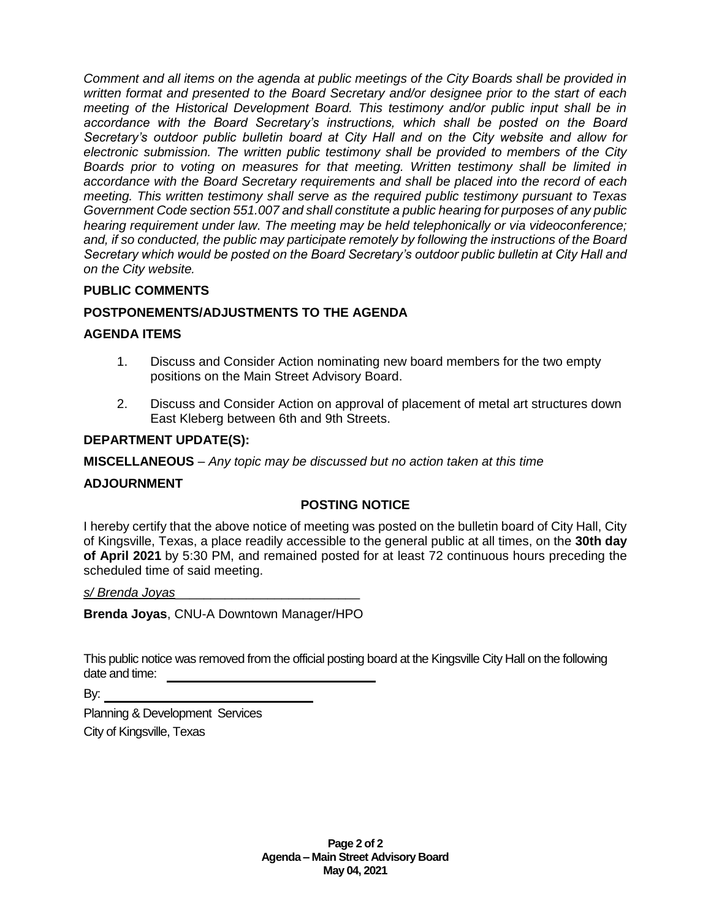*Comment and all items on the agenda at public meetings of the City Boards shall be provided in written format and presented to the Board Secretary and/or designee prior to the start of each meeting of the Historical Development Board. This testimony and/or public input shall be in accordance with the Board Secretary's instructions, which shall be posted on the Board Secretary's outdoor public bulletin board at City Hall and on the City website and allow for electronic submission. The written public testimony shall be provided to members of the City Boards prior to voting on measures for that meeting. Written testimony shall be limited in accordance with the Board Secretary requirements and shall be placed into the record of each meeting. This written testimony shall serve as the required public testimony pursuant to Texas Government Code section 551.007 and shall constitute a public hearing for purposes of any public hearing requirement under law. The meeting may be held telephonically or via videoconference; and, if so conducted, the public may participate remotely by following the instructions of the Board Secretary which would be posted on the Board Secretary's outdoor public bulletin at City Hall and on the City website.*

**PUBLIC COMMENTS**

**POSTPONEMENTS/ADJUSTMENTS TO THE AGENDA**

**AGENDA ITEMS**

1. Discuss and Consider Action nominating new board members for the two empty positions on the Main Street Advisory Board.
2. Discuss and Consider Action on approval of placement of metal art structures down East Kleberg between 6th and 9th Streets.

**DEPARTMENT UPDATE(S):**

**MISCELLANEOUS** – *Any topic may be discussed but no action taken at this time*

**ADJOURNMENT**

**POSTING NOTICE**

I hereby certify that the above notice of meeting was posted on the bulletin board of City Hall, City of Kingsville, Texas, a place readily accessible to the general public at all times, on the **30th day of April 2021** by 5:30 PM, and remained posted for at least 72 continuous hours preceding the scheduled time of said meeting.

*s/ Brenda Joyas*\_\_\_\_\_\_\_\_\_\_\_\_\_\_\_\_\_\_\_\_\_\_\_\_\_\_

**Brenda Joyas**, CNU-A Downtown Manager/HPO

This public notice was removed from the official posting board at the Kingsville City Hall on the following date and time: \_\_\_\_\_\_\_\_\_\_\_\_\_\_\_\_\_\_\_\_\_\_\_\_\_\_\_\_\_\_

By: \_\_\_\_\_\_\_\_\_\_\_\_\_\_\_\_\_\_\_\_\_\_\_\_\_\_\_\_\_\_

Planning & Development Services

City of Kingsville, Texas